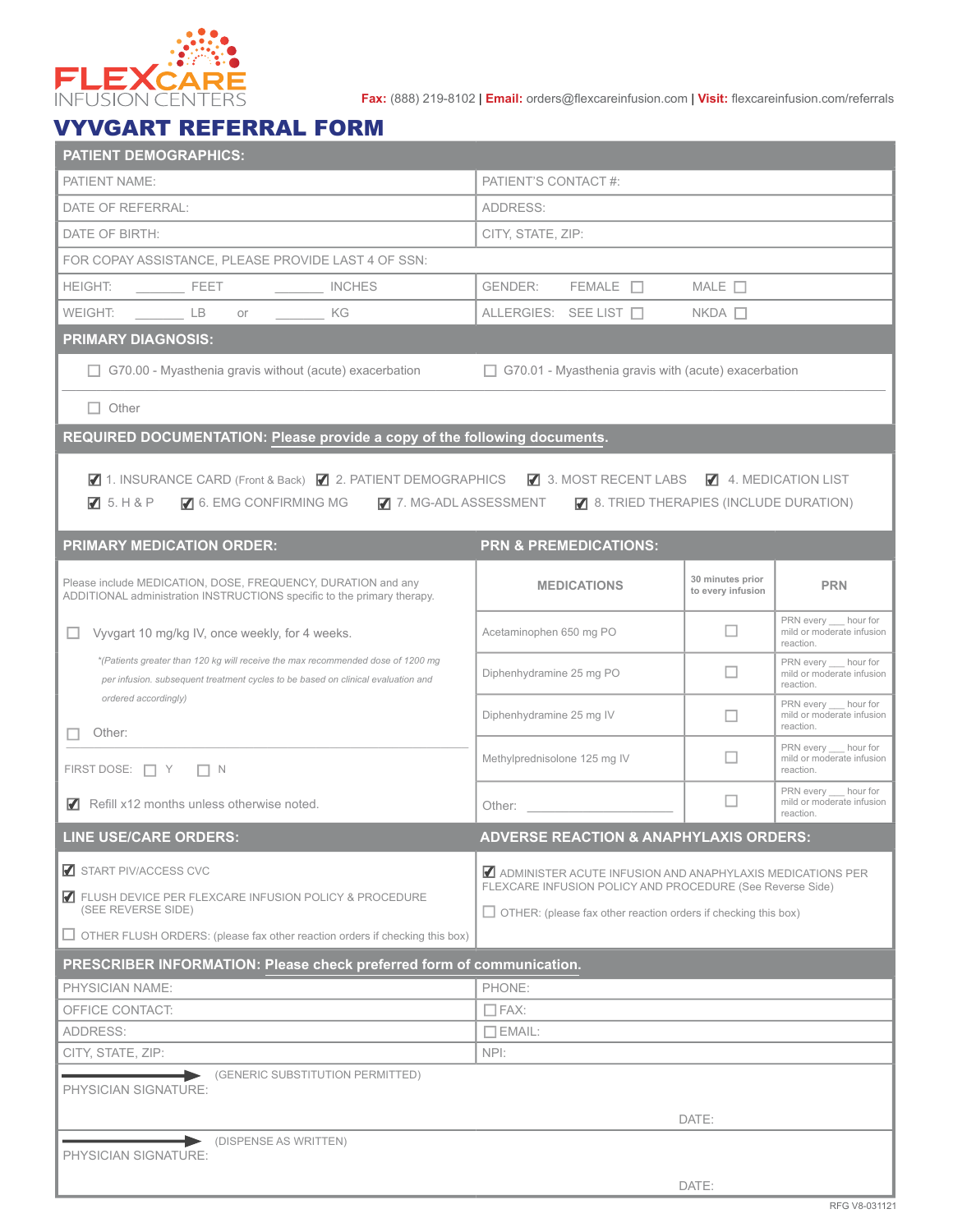FLEXCARE INFUSION CENTERS

**Fax:** (888) 219-8102 | **Email:** orders@flexcareinfusion.com | **Visit:** flexcareinfusion.com/referrals

# VYVGART REFERRAL FORM

## PATIENT DEMOGRAPHICS:

| | |
|---|---|
| PATIENT NAME: | PATIENT'S CONTACT #: |
| DATE OF REFERRAL: | ADDRESS: |
| DATE OF BIRTH: | CITY, STATE, ZIP: |
| FOR COPAY ASSISTANCE, PLEASE PROVIDE LAST 4 OF SSN: | |
| HEIGHT: _______ FEET _______ INCHES | GENDER: FEMALE ☐ MALE ☐ |
| WEIGHT: _______ LB or _______ KG | ALLERGIES: SEE LIST ☐ NKDA ☐ |

## PRIMARY DIAGNOSIS:

☐ G70.00 - Myasthenia gravis without (acute) exacerbation

☐ G70.01 - Myasthenia gravis with (acute) exacerbation

☐ Other

## REQUIRED DOCUMENTATION: Please provide a copy of the following documents.

☑ 1. INSURANCE CARD (Front & Back) ☑ 2. PATIENT DEMOGRAPHICS ☑ 3. MOST RECENT LABS ☑ 4. MEDICATION LIST
☑ 5. H & P ☑ 6. EMG CONFIRMING MG ☑ 7. MG-ADL ASSESSMENT ☑ 8. TRIED THERAPIES (INCLUDE DURATION)

## PRIMARY MEDICATION ORDER:

Please include MEDICATION, DOSE, FREQUENCY, DURATION and any ADDITIONAL administration INSTRUCTIONS specific to the primary therapy.

☐ Vyvgart 10 mg/kg IV, once weekly, for 4 weeks.

*\*(Patients greater than 120 kg will receive the max recommended dose of 1200 mg per infusion. subsequent treatment cycles to be based on clinical evaluation and ordered accordingly)*

☐ Other:

FIRST DOSE: ☐ Y ☐ N

☑ Refill x12 months unless otherwise noted.

## PRN & PREMEDICATIONS:

| MEDICATIONS | 30 minutes prior to every infusion | PRN |
|---|---|---|
| Acetaminophen 650 mg PO | ☐ | PRN every ___ hour for mild or moderate infusion reaction. |
| Diphenhydramine 25 mg PO | ☐ | PRN every ___ hour for mild or moderate infusion reaction. |
| Diphenhydramine 25 mg IV | ☐ | PRN every ___ hour for mild or moderate infusion reaction. |
| Methylprednisolone 125 mg IV | ☐ | PRN every ___ hour for mild or moderate infusion reaction. |
| Other: ____________ | ☐ | PRN every ___ hour for mild or moderate infusion reaction. |

## LINE USE/CARE ORDERS:

☑ START PIV/ACCESS CVC

☑ FLUSH DEVICE PER FLEXCARE INFUSION POLICY & PROCEDURE (SEE REVERSE SIDE)

☐ OTHER FLUSH ORDERS: (please fax other reaction orders if checking this box)

## ADVERSE REACTION & ANAPHYLAXIS ORDERS:

☑ ADMINISTER ACUTE INFUSION AND ANAPHYLAXIS MEDICATIONS PER FLEXCARE INFUSION POLICY AND PROCEDURE (See Reverse Side)

☐ OTHER: (please fax other reaction orders if checking this box)

## PRESCRIBER INFORMATION: Please check preferred form of communication.

| | |
|---|---|
| PHYSICIAN NAME: | PHONE: |
| OFFICE CONTACT: | ☐ FAX: |
| ADDRESS: | ☐ EMAIL: |
| CITY, STATE, ZIP: | NPI: |

PHYSICIAN SIGNATURE: → (GENERIC SUBSTITUTION PERMITTED) DATE:

PHYSICIAN SIGNATURE: → (DISPENSE AS WRITTEN) DATE:

RFG V8-031121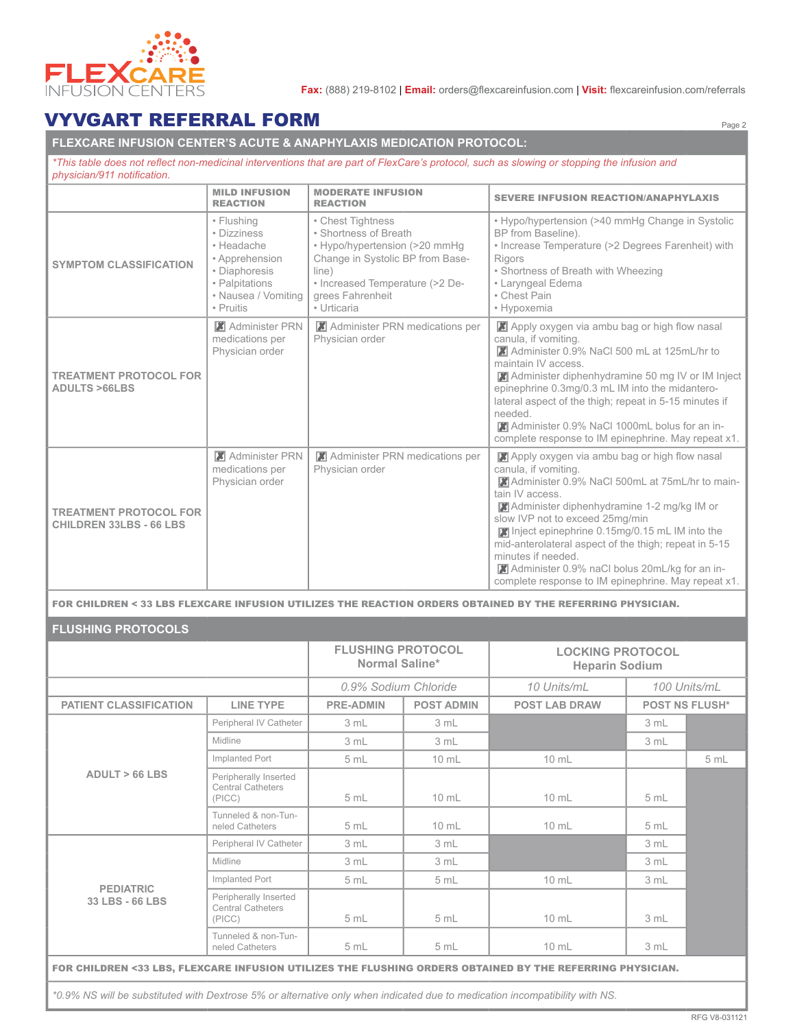**FLEXCARE INFUSION CENTERS**

**Fax:** (888) 219-8102 | **Email:** orders@flexcareinfusion.com | **Visit:** flexcareinfusion.com/referrals

# VYVGART REFERRAL FORM

## FLEXCARE INFUSION CENTER'S ACUTE & ANAPHYLAXIS MEDICATION PROTOCOL:

*\*This table does not reflect non-medicinal interventions that are part of FlexCare's protocol, such as slowing or stopping the infusion and physician/911 notification.*

| | MILD INFUSION REACTION | MODERATE INFUSION REACTION | SEVERE INFUSION REACTION/ANAPHYLAXIS |
|---|---|---|---|
| **SYMPTOM CLASSIFICATION** | • Flushing<br>• Dizziness<br>• Headache<br>• Apprehension<br>• Diaphoresis<br>• Palpitations<br>• Nausea / Vomiting<br>• Pruitis | • Chest Tightness<br>• Shortness of Breath<br>• Hypo/hypertension (>20 mmHg Change in Systolic BP from Baseline)<br>• Increased Temperature (>2 Degrees Fahrenheit)<br>• Urticaria | • Hypo/hypertension (>40 mmHg Change in Systolic BP from Baseline).<br>• Increase Temperature (>2 Degrees Farenheit) with Rigors<br>• Shortness of Breath with Wheezing<br>• Laryngeal Edema<br>• Chest Pain<br>• Hypoxemia |
| **TREATMENT PROTOCOL FOR ADULTS >66LBS** | ☒ Administer PRN medications per Physician order | ☒ Administer PRN medications per Physician order | ☒ Apply oxygen via ambu bag or high flow nasal canula, if vomiting.<br>☒ Administer 0.9% NaCl 500 mL at 125mL/hr to maintain IV access.<br>☒ Administer diphenhydramine 50 mg IV or IM Inject epinephrine 0.3mg/0.3 mL IM into the midanterolateral aspect of the thigh; repeat in 5-15 minutes if needed.<br>☒ Administer 0.9% NaCl 1000mL bolus for an incomplete response to IM epinephrine. May repeat x1. |
| **TREATMENT PROTOCOL FOR CHILDREN 33LBS - 66 LBS** | ☒ Administer PRN medications per Physician order | ☒ Administer PRN medications per Physician order | ☒ Apply oxygen via ambu bag or high flow nasal canula, if vomiting.<br>☒ Administer 0.9% NaCl 500mL at 75mL/hr to maintain IV access.<br>☒ Administer diphenhydramine 1-2 mg/kg IM or slow IVP not to exceed 25mg/min<br>☒ Inject epinephrine 0.15mg/0.15 mL IM into the mid-anterolateral aspect of the thigh; repeat in 5-15 minutes if needed.<br>☒ Administer 0.9% naCl bolus 20mL/kg for an incomplete response to IM epinephrine. May repeat x1. |

**FOR CHILDREN < 33 LBS FLEXCARE INFUSION UTILIZES THE REACTION ORDERS OBTAINED BY THE REFERRING PHYSICIAN.**

## FLUSHING PROTOCOLS

| | | FLUSHING PROTOCOL Normal Saline* | | LOCKING PROTOCOL Heparin Sodium | | |
|---|---|---|---|---|---|---|
| | | *0.9% Sodium Chloride* | | *10 Units/mL* | *100 Units/mL* | |
| **PATIENT CLASSIFICATION** | **LINE TYPE** | **PRE-ADMIN** | **POST ADMIN** | **POST LAB DRAW** | **POST NS FLUSH*** | |
| **ADULT > 66 LBS** | Peripheral IV Catheter | 3 mL | 3 mL | | 3 mL | |
| | Midline | 3 mL | 3 mL | | 3 mL | |
| | Implanted Port | 5 mL | 10 mL | 10 mL | | 5 mL |
| | Peripherally Inserted Central Catheters (PICC) | 5 mL | 10 mL | 10 mL | 5 mL | |
| | Tunneled & non-Tunneled Catheters | 5 mL | 10 mL | 10 mL | 5 mL | |
| **PEDIATRIC 33 LBS - 66 LBS** | Peripheral IV Catheter | 3 mL | 3 mL | | 3 mL | |
| | Midline | 3 mL | 3 mL | | 3 mL | |
| | Implanted Port | 5 mL | 5 mL | 10 mL | 3 mL | |
| | Peripherally Inserted Central Catheters (PICC) | 5 mL | 5 mL | 10 mL | 3 mL | |
| | Tunneled & non-Tunneled Catheters | 5 mL | 5 mL | 10 mL | 3 mL | |

**FOR CHILDREN <33 LBS, FLEXCARE INFUSION UTILIZES THE FLUSHING ORDERS OBTAINED BY THE REFERRING PHYSICIAN.**

*\*0.9% NS will be substituted with Dextrose 5% or alternative only when indicated due to medication incompatibility with NS.*